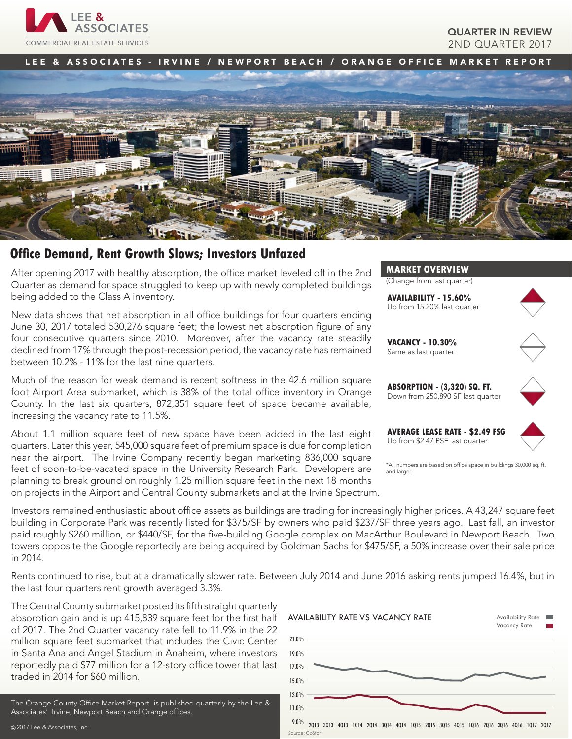LEE & ASSOCIATES
COMMERCIAL REAL ESTATE SERVICES

QUARTER IN REVIEW
2ND QUARTER 2017

LEE & ASSOCIATES - IRVINE / NEWPORT BEACH / ORANGE OFFICE MARKET REPORT

# Office Demand, Rent Growth Slows; Investors Unfazed

After opening 2017 with healthy absorption, the office market leveled off in the 2nd Quarter as demand for space struggled to keep up with newly completed buildings being added to the Class A inventory.

New data shows that net absorption in all office buildings for four quarters ending June 30, 2017 totaled 530,276 square feet; the lowest net absorption figure of any four consecutive quarters since 2010. Moreover, after the vacancy rate steadily declined from 17% through the post-recession period, the vacancy rate has remained between 10.2% - 11% for the last nine quarters.

Much of the reason for weak demand is recent softness in the 42.6 million square foot Airport Area submarket, which is 38% of the total office inventory in Orange County. In the last six quarters, 872,351 square feet of space became available, increasing the vacancy rate to 11.5%.

About 1.1 million square feet of new space have been added in the last eight quarters. Later this year, 545,000 square feet of premium space is due for completion near the airport. The Irvine Company recently began marketing 836,000 square feet of soon-to-be-vacated space in the University Research Park. Developers are planning to break ground on roughly 1.25 million square feet in the next 18 months on projects in the Airport and Central County submarkets and at the Irvine Spectrum.

Investors remained enthusiastic about office assets as buildings are trading for increasingly higher prices. A 43,247 square feet building in Corporate Park was recently listed for $375/SF by owners who paid $237/SF three years ago. Last fall, an investor paid roughly $260 million, or $440/SF, for the five-building Google complex on MacArthur Boulevard in Newport Beach. Two towers opposite the Google reportedly are being acquired by Goldman Sachs for $475/SF, a 50% increase over their sale price in 2014.

Rents continued to rise, but at a dramatically slower rate. Between July 2014 and June 2016 asking rents jumped 16.4%, but in the last four quarters rent growth averaged 3.3%.

The Central County submarket posted its fifth straight quarterly absorption gain and is up 415,839 square feet for the first half of 2017. The 2nd Quarter vacancy rate fell to 11.9% in the 22 million square feet submarket that includes the Civic Center in Santa Ana and Angel Stadium in Anaheim, where investors reportedly paid $77 million for a 12-story office tower that last traded in 2014 for $60 million.

## MARKET OVERVIEW

(Change from last quarter)

**AVAILABILITY - 15.60%**
Up from 15.20% last quarter

**VACANCY - 10.30%**
Same as last quarter

**ABSORPTION - (3,320) SQ. FT.**
Down from 250,890 SF last quarter

**AVERAGE LEASE RATE - $2.49 FSG**
Up from $2.47 PSF last quarter

*All numbers are based on office space in buildings 30,000 sq. ft. and larger.

## AVAILABILITY RATE VS VACANCY RATE

Availability Rate / Vacancy Rate

Y-axis: 9.0% – 21.0%; X-axis: 2013, 3Q13, 4Q13, 1Q14, 2Q14, 3Q14, 4Q14, 1Q15, 2Q15, 3Q15, 4Q15, 1Q16, 2Q16, 3Q16, 4Q16, 1Q17, 2017

Source: CoStar

The Orange County Office Market Report is published quarterly by the Lee & Associates' Irvine, Newport Beach and Orange offices.

©2017 Lee & Associates, Inc.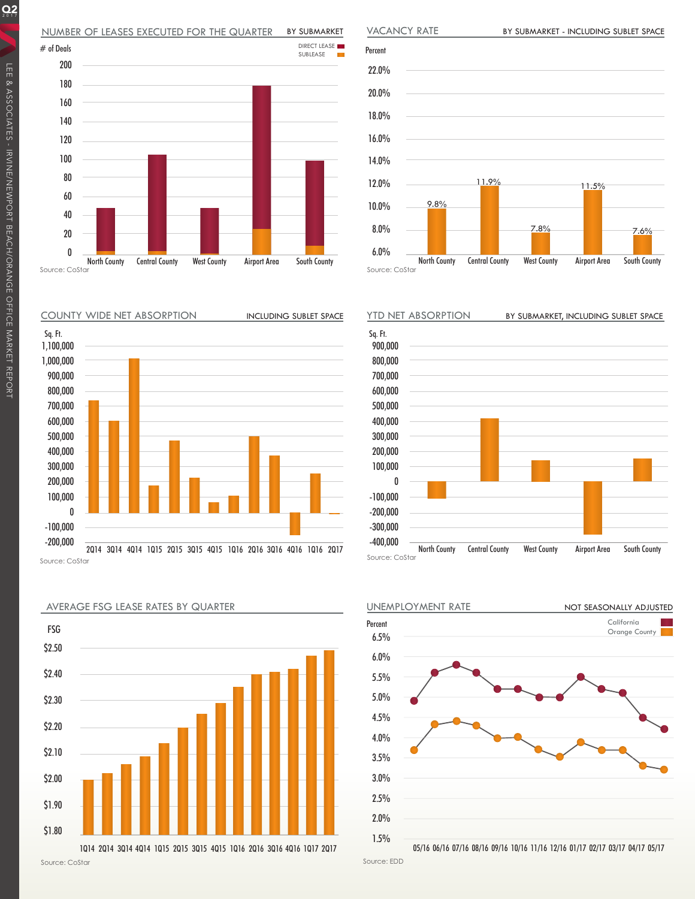## NUMBER OF LEASES EXECUTED FOR THE QUARTER — BY SUBMARKET

# of Deals

DIRECT LEASE / SUBLEASE

North County, Central County, West County, Airport Area, South County

Source: CoStar

## VACANCY RATE — BY SUBMARKET - INCLUDING SUBLET SPACE

| Submarket | Percent |
|---|---|
| North County | 9.8% |
| Central County | 11.9% |
| West County | 7.8% |
| Airport Area | 11.5% |
| South County | 7.6% |

Source: CoStar

## COUNTY WIDE NET ABSORPTION — INCLUDING SUBLET SPACE

Sq. Ft.

2Q14, 3Q14, 4Q14, 1Q15, 2Q15, 3Q15, 4Q15, 1Q16, 2Q16, 3Q16, 4Q16, 1Q17, 2Q17

Source: CoStar

## YTD NET ABSORPTION — BY SUBMARKET, INCLUDING SUBLET SPACE

Sq. Ft.

North County, Central County, West County, Airport Area, South County

Source: CoStar

## AVERAGE FSG LEASE RATES BY QUARTER

FSG

1Q14, 2Q14, 3Q14, 4Q14, 1Q15, 2Q15, 3Q15, 4Q15, 1Q16, 2Q16, 3Q16, 4Q16, 1Q17, 2Q17

Source: CoStar

## UNEMPLOYMENT RATE — NOT SEASONALLY ADJUSTED

Percent

California / Orange County

05/16, 06/16, 07/16, 08/16, 09/16, 10/16, 11/16, 12/16, 01/17, 02/17, 03/17, 04/17, 05/17

Source: EDD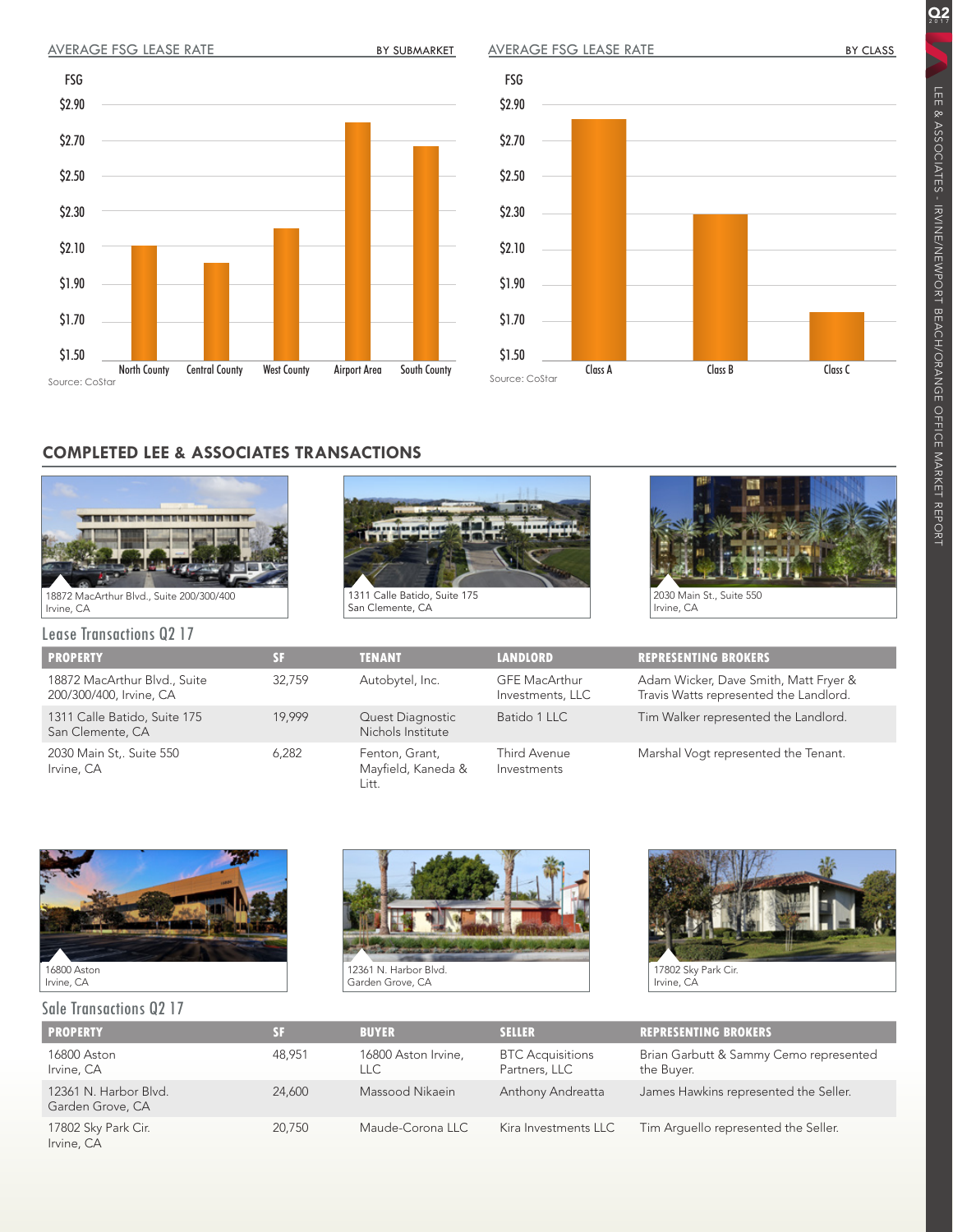## AVERAGE FSG LEASE RATE — BY SUBMARKET

FSG

$2.90
$2.70
$2.50
$2.30
$2.10
$1.90
$1.70
$1.50

North County | Central County | West County | Airport Area | South County

Source: CoStar

## AVERAGE FSG LEASE RATE — BY CLASS

FSG

$2.90
$2.70
$2.50
$2.30
$2.10
$1.90
$1.70
$1.50

Class A | Class B | Class C

Source: CoStar

## COMPLETED LEE & ASSOCIATES TRANSACTIONS

18872 MacArthur Blvd., Suite 200/300/400
Irvine, CA

1311 Calle Batido, Suite 175
San Clemente, CA

2030 Main St., Suite 550
Irvine, CA

### Lease Transactions Q2 17

| PROPERTY | SF | TENANT | LANDLORD | REPRESENTING BROKERS |
|---|---|---|---|---|
| 18872 MacArthur Blvd., Suite 200/300/400, Irvine, CA | 32,759 | Autobytel, Inc. | GFE MacArthur Investments, LLC | Adam Wicker, Dave Smith, Matt Fryer & Travis Watts represented the Landlord. |
| 1311 Calle Batido, Suite 175 San Clemente, CA | 19,999 | Quest Diagnostic Nichols Institute | Batido 1 LLC | Tim Walker represented the Landlord. |
| 2030 Main St,. Suite 550 Irvine, CA | 6,282 | Fenton, Grant, Mayfield, Kaneda & Litt. | Third Avenue Investments | Marshal Vogt represented the Tenant. |

16800 Aston
Irvine, CA

12361 N. Harbor Blvd.
Garden Grove, CA

17802 Sky Park Cir.
Irvine, CA

### Sale Transactions Q2 17

| PROPERTY | SF | BUYER | SELLER | REPRESENTING BROKERS |
|---|---|---|---|---|
| 16800 Aston Irvine, CA | 48,951 | 16800 Aston Irvine, LLC | BTC Acquisitions Partners, LLC | Brian Garbutt & Sammy Cemo represented the Buyer. |
| 12361 N. Harbor Blvd. Garden Grove, CA | 24,600 | Massood Nikaein | Anthony Andreatta | James Hawkins represented the Seller. |
| 17802 Sky Park Cir. Irvine, CA | 20,750 | Maude-Corona LLC | Kira Investments LLC | Tim Arguello represented the Seller. |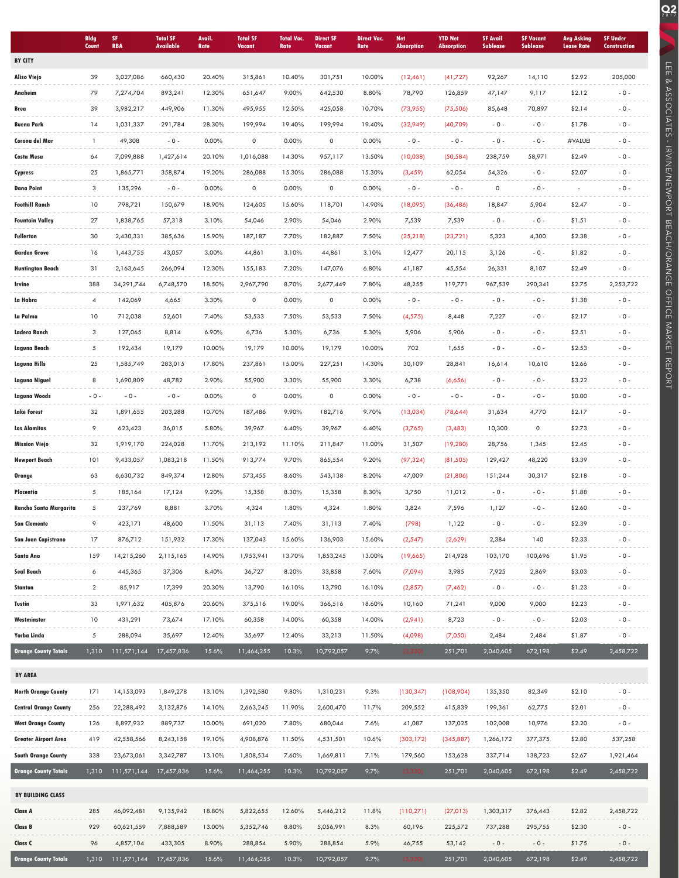| | Bldg Count | SF RBA | Total SF Available | Avail. Rate | Total SF Vacant | Total Vac. Rate | Direct SF Vacant | Direct Vac. Rate | Net Absorption | YTD Net Absorption | SF Avail Sublease | SF Vacant Sublease | Avg Asking Lease Rate | SF Under Construction |
|---|---|---|---|---|---|---|---|---|---|---|---|---|---|---|
| **BY CITY** | | | | | | | | | | | | | | |
| Aliso Viejo | 39 | 3,027,086 | 660,430 | 20.40% | 315,861 | 10.40% | 301,751 | 10.00% | (12,461) | (41,727) | 92,267 | 14,110 | $2.92 | 205,000 |
| Anaheim | 79 | 7,274,704 | 893,241 | 12.30% | 651,647 | 9.00% | 642,530 | 8.80% | 78,790 | 126,859 | 47,147 | 9,117 | $2.12 | - 0 - |
| Brea | 39 | 3,982,217 | 449,906 | 11.30% | 495,955 | 12.50% | 425,058 | 10.70% | (73,955) | (75,506) | 85,648 | 70,897 | $2.14 | - 0 - |
| Buena Park | 14 | 1,031,337 | 291,784 | 28.30% | 199,994 | 19.40% | 199,994 | 19.40% | (32,949) | (40,709) | - 0 - | - 0 - | $1.78 | - 0 - |
| Corona del Mar | 1 | 49,308 | - 0 - | 0.00% | 0 | 0.00% | 0 | 0.00% | - 0 - | - 0 - | - 0 - | - 0 - | #VALUE! | - 0 - |
| Costa Mesa | 64 | 7,099,888 | 1,427,614 | 20.10% | 1,016,088 | 14.30% | 957,117 | 13.50% | (10,038) | (50,584) | 238,759 | 58,971 | $2.49 | - 0 - |
| Cypress | 25 | 1,865,771 | 358,874 | 19.20% | 286,088 | 15.30% | 286,088 | 15.30% | (3,459) | 62,054 | 54,326 | - 0 - | $2.07 | - 0 - |
| Dana Point | 3 | 135,296 | - 0 - | 0.00% | 0 | 0.00% | 0 | 0.00% | - 0 - | - 0 - | 0 | - 0 - | - | - 0 - |
| Foothill Ranch | 10 | 798,721 | 150,679 | 18.90% | 124,605 | 15.60% | 118,701 | 14.90% | (18,095) | (36,486) | 18,847 | 5,904 | $2.47 | - 0 - |
| Fountain Valley | 27 | 1,838,765 | 57,318 | 3.10% | 54,046 | 2.90% | 54,046 | 2.90% | 7,539 | 7,539 | - 0 - | - 0 - | $1.51 | - 0 - |
| Fullerton | 30 | 2,430,331 | 385,636 | 15.90% | 187,187 | 7.70% | 182,887 | 7.50% | (25,218) | (23,721) | 5,323 | 4,300 | $2.38 | - 0 - |
| Garden Grove | 16 | 1,443,755 | 43,057 | 3.00% | 44,861 | 3.10% | 44,861 | 3.10% | 12,477 | 20,115 | 3,126 | - 0 - | $1.82 | - 0 - |
| Huntington Beach | 31 | 2,163,645 | 266,094 | 12.30% | 155,183 | 7.20% | 147,076 | 6.80% | 41,187 | 45,554 | 26,331 | 8,107 | $2.49 | - 0 - |
| Irvine | 388 | 34,291,744 | 6,748,570 | 18.50% | 2,967,790 | 8.70% | 2,677,449 | 7.80% | 48,255 | 119,771 | 967,539 | 290,341 | $2.75 | 2,253,722 |
| La Habra | 4 | 142,069 | 4,665 | 3.30% | 0 | 0.00% | 0 | 0.00% | - 0 - | - 0 - | - 0 - | - 0 - | $1.38 | - 0 - |
| La Palma | 10 | 712,038 | 52,601 | 7.40% | 53,533 | 7.50% | 53,533 | 7.50% | (4,575) | 8,448 | 7,227 | - 0 - | $2.17 | - 0 - |
| Ladera Ranch | 3 | 127,065 | 8,814 | 6.90% | 6,736 | 5.30% | 6,736 | 5.30% | 5,906 | 5,906 | - 0 - | - 0 - | $2.51 | - 0 - |
| Laguna Beach | 5 | 192,434 | 19,179 | 10.00% | 19,179 | 10.00% | 19,179 | 10.00% | 702 | 1,655 | - 0 - | - 0 - | $2.53 | - 0 - |
| Laguna Hills | 25 | 1,585,749 | 283,015 | 17.80% | 237,861 | 15.00% | 227,251 | 14.30% | 30,109 | 28,841 | 16,614 | 10,610 | $2.66 | - 0 - |
| Laguna Niguel | 8 | 1,690,809 | 48,782 | 2.90% | 55,900 | 3.30% | 55,900 | 3.30% | 6,738 | (6,656) | - 0 - | - 0 - | $3.22 | - 0 - |
| Laguna Woods | - 0 - | - 0 - | - 0 - | 0.00% | 0 | 0.00% | 0 | 0.00% | - 0 - | - 0 - | - 0 - | - 0 - | $0.00 | - 0 - |
| Lake Forest | 32 | 1,891,655 | 203,288 | 10.70% | 187,486 | 9.90% | 182,716 | 9.70% | (13,034) | (78,644) | 31,634 | 4,770 | $2.17 | - 0 - |
| Los Alamitos | 9 | 623,423 | 36,015 | 5.80% | 39,967 | 6.40% | 39,967 | 6.40% | (3,765) | (3,483) | 10,300 | 0 | $2.73 | - 0 - |
| Mission Viejo | 32 | 1,919,170 | 224,028 | 11.70% | 213,192 | 11.10% | 211,847 | 11.00% | 31,507 | (19,280) | 28,756 | 1,345 | $2.45 | - 0 - |
| Newport Beach | 101 | 9,433,057 | 1,083,218 | 11.50% | 913,774 | 9.70% | 865,554 | 9.20% | (97,324) | (81,505) | 129,427 | 48,220 | $3.39 | - 0 - |
| Orange | 63 | 6,630,732 | 849,374 | 12.80% | 573,455 | 8.60% | 543,138 | 8.20% | 47,009 | (21,806) | 151,244 | 30,317 | $2.18 | - 0 - |
| Placentia | 5 | 185,164 | 17,124 | 9.20% | 15,358 | 8.30% | 15,358 | 8.30% | 3,750 | 11,012 | - 0 - | - 0 - | $1.88 | - 0 - |
| Rancho Santa Margarita | 5 | 237,769 | 8,881 | 3.70% | 4,324 | 1.80% | 4,324 | 1.80% | 3,824 | 7,596 | 1,127 | - 0 - | $2.60 | - 0 - |
| San Clemente | 9 | 423,171 | 48,600 | 11.50% | 31,113 | 7.40% | 31,113 | 7.40% | (798) | 1,122 | - 0 - | - 0 - | $2.39 | - 0 - |
| San Juan Capistrano | 17 | 876,712 | 151,932 | 17.30% | 137,043 | 15.60% | 136,903 | 15.60% | (2,547) | (2,629) | 2,384 | 140 | $2.33 | - 0 - |
| Santa Ana | 159 | 14,215,260 | 2,115,165 | 14.90% | 1,953,941 | 13.70% | 1,853,245 | 13.00% | (19,665) | 214,928 | 103,170 | 100,696 | $1.95 | - 0 - |
| Seal Beach | 6 | 445,365 | 37,306 | 8.40% | 36,727 | 8.20% | 33,858 | 7.60% | (7,094) | 3,985 | 7,925 | 2,869 | $3.03 | - 0 - |
| Stanton | 2 | 85,917 | 17,399 | 20.30% | 13,790 | 16.10% | 13,790 | 16.10% | (2,857) | (7,462) | - 0 - | - 0 - | $1.23 | - 0 - |
| Tustin | 33 | 1,971,632 | 405,876 | 20.60% | 375,516 | 19.00% | 366,516 | 18.60% | 10,160 | 71,241 | 9,000 | 9,000 | $2.23 | - 0 - |
| Westminster | 10 | 431,291 | 73,674 | 17.10% | 60,358 | 14.00% | 60,358 | 14.00% | (2,941) | 8,723 | - 0 - | - 0 - | $2.03 | - 0 - |
| Yorba Linda | 5 | 288,094 | 35,697 | 12.40% | 35,697 | 12.40% | 33,213 | 11.50% | (4,098) | (7,050) | 2,484 | 2,484 | $1.87 | - 0 - |
| **Orange County Totals** | 1,310 | 111,571,144 | 17,457,836 | 15.6% | 11,464,255 | 10.3% | 10,792,057 | 9.7% | (3,320) | 251,701 | 2,040,605 | 672,198 | $2.49 | 2,458,722 |
| **BY AREA** | | | | | | | | | | | | | | |
| North Orange County | 171 | 14,153,093 | 1,849,278 | 13.10% | 1,392,580 | 9.80% | 1,310,231 | 9.3% | (130,347) | (108,904) | 135,350 | 82,349 | $2.10 | - 0 - |
| Central Orange County | 256 | 22,288,492 | 3,132,876 | 14.10% | 2,663,245 | 11.90% | 2,600,470 | 11.7% | 209,552 | 415,839 | 199,361 | 62,775 | $2.01 | - 0 - |
| West Orange County | 126 | 8,897,932 | 889,737 | 10.00% | 691,020 | 7.80% | 680,044 | 7.6% | 41,087 | 137,025 | 102,008 | 10,976 | $2.20 | - 0 - |
| Greater Airport Area | 419 | 42,558,566 | 8,243,158 | 19.10% | 4,908,876 | 11.50% | 4,531,501 | 10.6% | (303,172) | (345,887) | 1,266,172 | 377,375 | $2.80 | 537,258 |
| South Orange County | 338 | 23,673,061 | 3,342,787 | 13.10% | 1,808,534 | 7.60% | 1,669,811 | 7.1% | 179,560 | 153,628 | 337,714 | 138,723 | $2.67 | 1,921,464 |
| **Orange County Totals** | 1,310 | 111,571,144 | 17,457,836 | 15.6% | 11,464,255 | 10.3% | 10,792,057 | 9.7% | (3,320) | 251,701 | 2,040,605 | 672,198 | $2.49 | 2,458,722 |
| **BY BUILDING CLASS** | | | | | | | | | | | | | | |
| Class A | 285 | 46,092,481 | 9,135,942 | 18.80% | 5,822,655 | 12.60% | 5,446,212 | 11.8% | (110,271) | (27,013) | 1,303,317 | 376,443 | $2.82 | 2,458,722 |
| Class B | 929 | 60,621,559 | 7,888,589 | 13.00% | 5,352,746 | 8.80% | 5,056,991 | 8.3% | 60,196 | 225,572 | 737,288 | 295,755 | $2.30 | - 0 - |
| Class C | 96 | 4,857,104 | 433,305 | 8.90% | 288,854 | 5.90% | 288,854 | 5.9% | 46,755 | 53,142 | - 0 - | - 0 - | $1.75 | - 0 - |
| **Orange County Totals** | 1,310 | 111,571,144 | 17,457,836 | 15.6% | 11,464,255 | 10.3% | 10,792,057 | 9.7% | (3,320) | 251,701 | 2,040,605 | 672,198 | $2.49 | 2,458,722 |

LEE & ASSOCIATES - IRVINE/NEWPORT BEACH/ORANGE OFFICE MARKET REPORT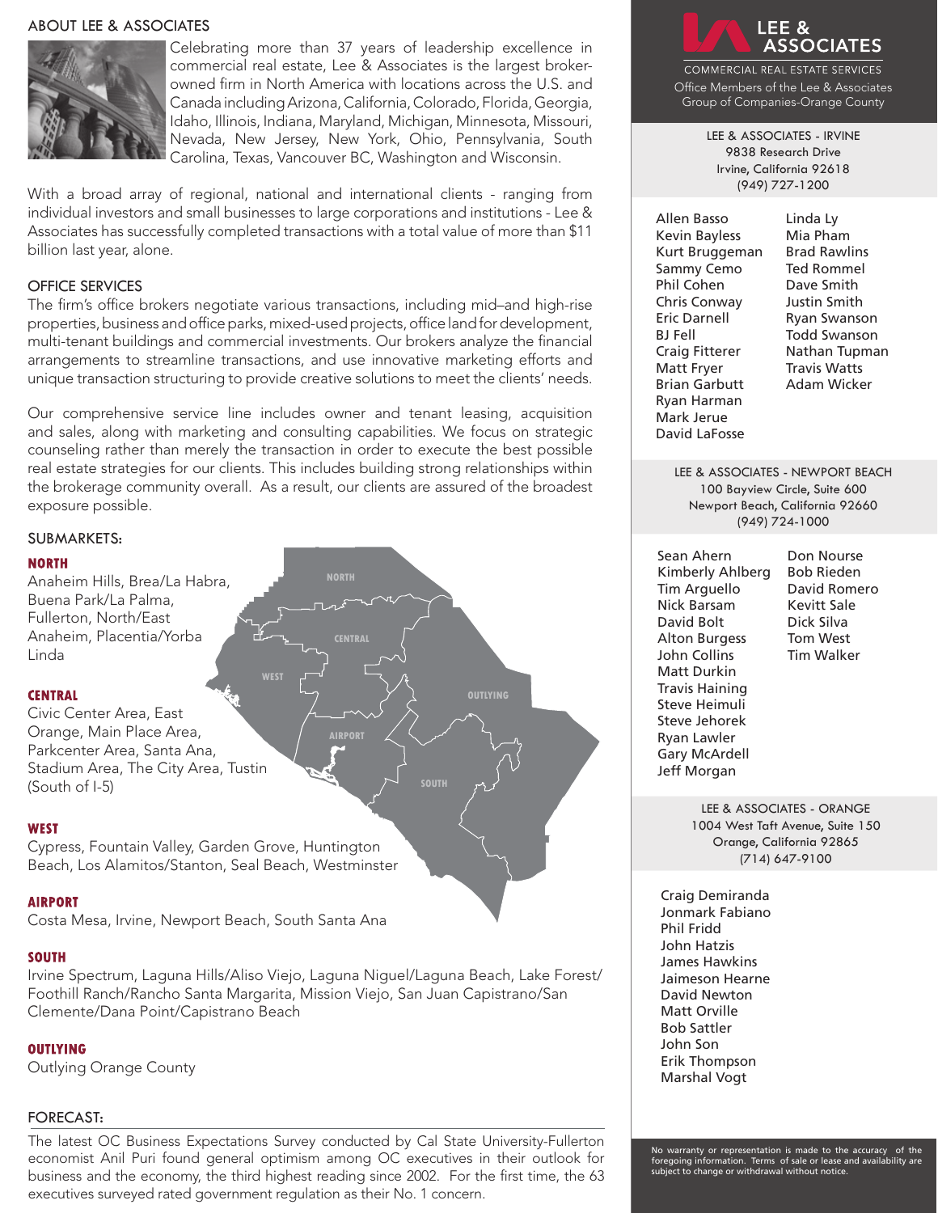## ABOUT LEE & ASSOCIATES

Celebrating more than 37 years of leadership excellence in commercial real estate, Lee & Associates is the largest broker-owned firm in North America with locations across the U.S. and Canada including Arizona, California, Colorado, Florida, Georgia, Idaho, Illinois, Indiana, Maryland, Michigan, Minnesota, Missouri, Nevada, New Jersey, New York, Ohio, Pennsylvania, South Carolina, Texas, Vancouver BC, Washington and Wisconsin.

With a broad array of regional, national and international clients - ranging from individual investors and small businesses to large corporations and institutions - Lee & Associates has successfully completed transactions with a total value of more than $11 billion last year, alone.

## OFFICE SERVICES

The firm's office brokers negotiate various transactions, including mid–and high-rise properties, business and office parks, mixed-used projects, office land for development, multi-tenant buildings and commercial investments. Our brokers analyze the financial arrangements to streamline transactions, and use innovative marketing efforts and unique transaction structuring to provide creative solutions to meet the clients' needs.

Our comprehensive service line includes owner and tenant leasing, acquisition and sales, along with marketing and consulting capabilities. We focus on strategic counseling rather than merely the transaction in order to execute the best possible real estate strategies for our clients. This includes building strong relationships within the brokerage community overall. As a result, our clients are assured of the broadest exposure possible.

## SUBMARKETS:

NORTH
CENTRAL
WEST
OUTLYING
AIRPORT
SOUTH

**NORTH**
Anaheim Hills, Brea/La Habra, Buena Park/La Palma, Fullerton, North/East Anaheim, Placentia/Yorba Linda

**CENTRAL**
Civic Center Area, East Orange, Main Place Area, Parkcenter Area, Santa Ana, Stadium Area, The City Area, Tustin (South of I-5)

**WEST**
Cypress, Fountain Valley, Garden Grove, Huntington Beach, Los Alamitos/Stanton, Seal Beach, Westminster

**AIRPORT**
Costa Mesa, Irvine, Newport Beach, South Santa Ana

**SOUTH**
Irvine Spectrum, Laguna Hills/Aliso Viejo, Laguna Niguel/Laguna Beach, Lake Forest/ Foothill Ranch/Rancho Santa Margarita, Mission Viejo, San Juan Capistrano/San Clemente/Dana Point/Capistrano Beach

**OUTLYING**
Outlying Orange County

## FORECAST:

The latest OC Business Expectations Survey conducted by Cal State University-Fullerton economist Anil Puri found general optimism among OC executives in their outlook for business and the economy, the third highest reading since 2002. For the first time, the 63 executives surveyed rated government regulation as their No. 1 concern.

---

**LEE & ASSOCIATES**
COMMERCIAL REAL ESTATE SERVICES
Office Members of the Lee & Associates Group of Companies-Orange County

**LEE & ASSOCIATES - IRVINE**
9838 Research Drive
Irvine, California 92618
(949) 727-1200

Allen Basso
Kevin Bayless
Kurt Bruggeman
Sammy Cemo
Phil Cohen
Chris Conway
Eric Darnell
BJ Fell
Craig Fitterer
Matt Fryer
Brian Garbutt
Ryan Harman
Mark Jerue
David LaFosse
Linda Ly
Mia Pham
Brad Rawlins
Ted Rommel
Dave Smith
Justin Smith
Ryan Swanson
Todd Swanson
Nathan Tupman
Travis Watts
Adam Wicker

**LEE & ASSOCIATES - NEWPORT BEACH**
100 Bayview Circle, Suite 600
Newport Beach, California 92660
(949) 724-1000

Sean Ahern
Kimberly Ahlberg
Tim Arguello
Nick Barsam
David Bolt
Alton Burgess
John Collins
Matt Durkin
Travis Haining
Steve Heimuli
Steve Jehorek
Ryan Lawler
Gary McArdell
Jeff Morgan
Don Nourse
Bob Rieden
David Romero
Kevitt Sale
Dick Silva
Tom West
Tim Walker

**LEE & ASSOCIATES - ORANGE**
1004 West Taft Avenue, Suite 150
Orange, California 92865
(714) 647-9100

Craig Demiranda
Jonmark Fabiano
Phil Fridd
John Hatzis
James Hawkins
Jaimeson Hearne
David Newton
Matt Orville
Bob Sattler
John Son
Erik Thompson
Marshal Vogt

No warranty or representation is made to the accuracy of the foregoing information. Terms of sale or lease and availability are subject to change or withdrawal without notice.